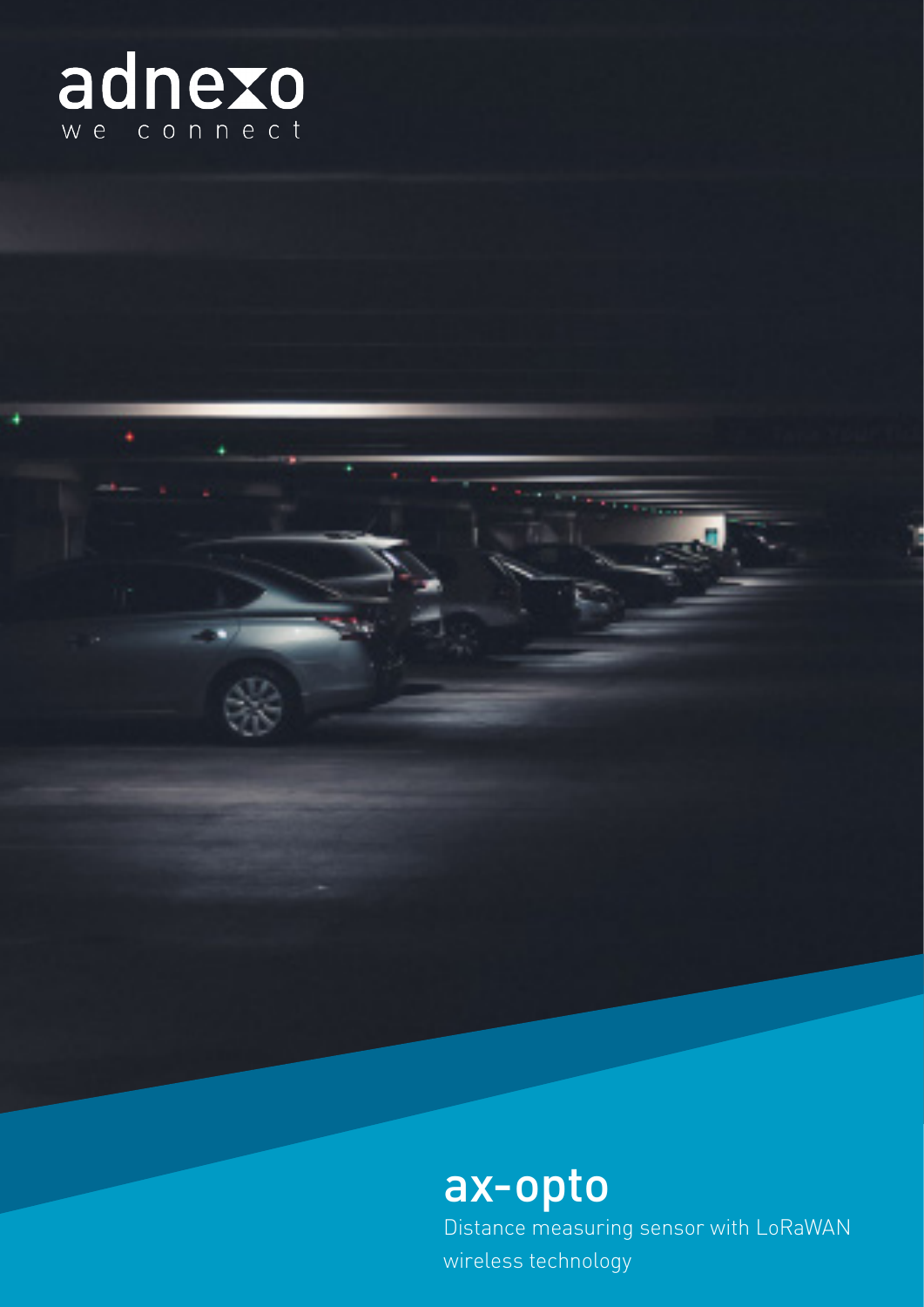adnexo

we connect

# ax-opto

Distance measuring sensor with LoRaWAN wireless technology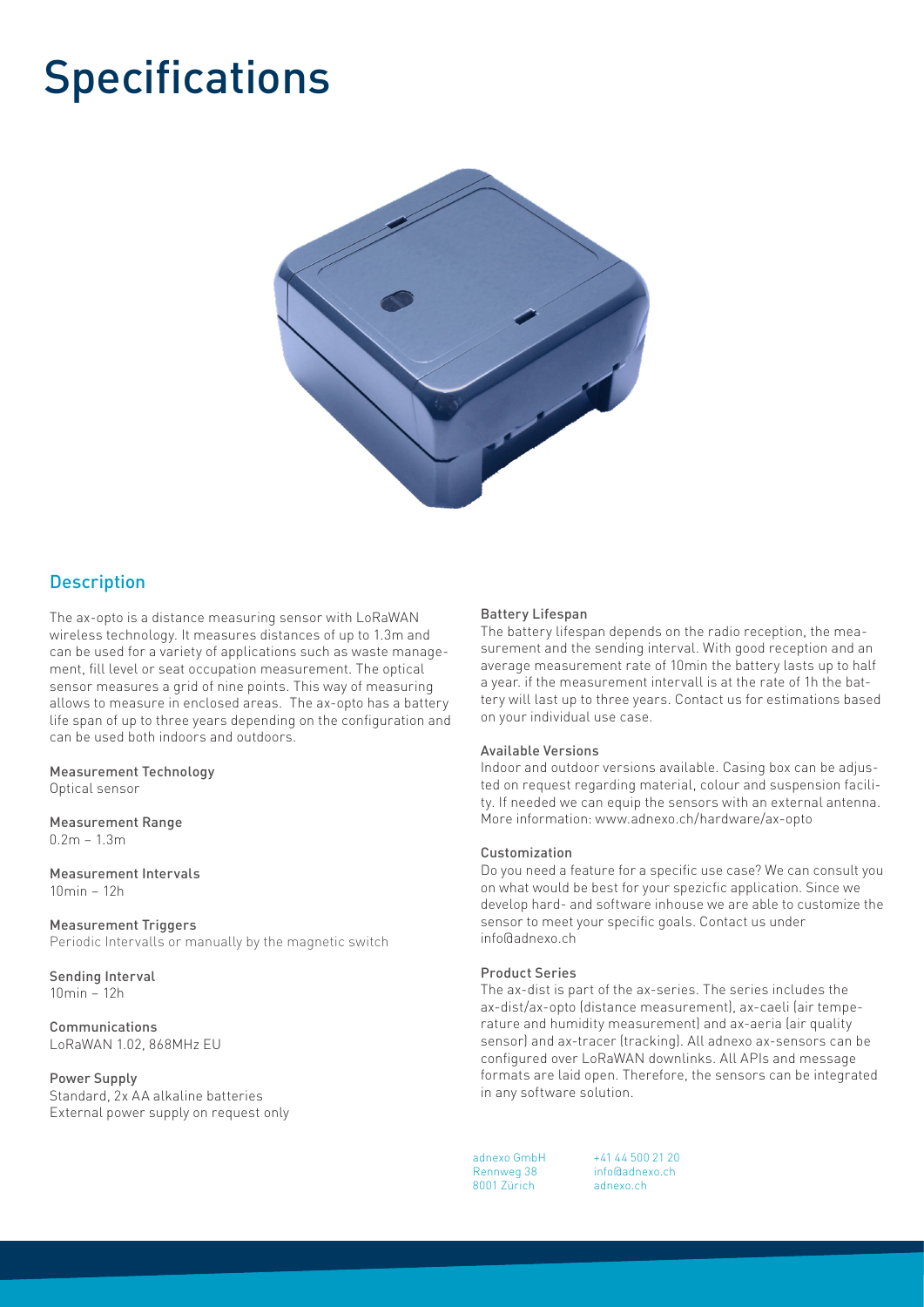# Specifications

## Description

The ax-opto is a distance measuring sensor with LoRaWAN wireless technology. It measures distances of up to 1.3m and can be used for a variety of applications such as waste management, fill level or seat occupation measurement. The optical sensor measures a grid of nine points. This way of measuring allows to measure in enclosed areas. The ax-opto has a battery life span of up to three years depending on the configuration and can be used both indoors and outdoors.

Measurement Technology
Optical sensor

Measurement Range
0.2m – 1.3m

Measurement Intervals
10min – 12h

Measurement Triggers
Periodic Intervalls or manually by the magnetic switch

Sending Interval
10min – 12h

Communications
LoRaWAN 1.02, 868MHz EU

Power Supply
Standard, 2x AA alkaline batteries
External power supply on request only

Battery Lifespan
The battery lifespan depends on the radio reception, the measurement and the sending interval. With good reception and an average measurement rate of 10min the battery lasts up to half a year. if the measurement intervall is at the rate of 1h the battery will last up to three years. Contact us for estimations based on your individual use case.

Available Versions
Indoor and outdoor versions available. Casing box can be adjusted on request regarding material, colour and suspension facility. If needed we can equip the sensors with an external antenna. More information: www.adnexo.ch/hardware/ax-opto

Customization
Do you need a feature for a specific use case? We can consult you on what would be best for your spezicfic application. Since we develop hard- and software inhouse we are able to customize the sensor to meet your specific goals. Contact us under info@adnexo.ch

Product Series
The ax-dist is part of the ax-series. The series includes the ax-dist/ax-opto (distance measurement), ax-caeli (air temperature and humidity measurement) and ax-aeria (air quality sensor) and ax-tracer (tracking). All adnexo ax-sensors can be configured over LoRaWAN downlinks. All APIs and message formats are laid open. Therefore, the sensors can be integrated in any software solution.

adnexo GmbH
Rennweg 38
8001 Zürich

+41 44 500 21 20
info@adnexo.ch
adnexo.ch